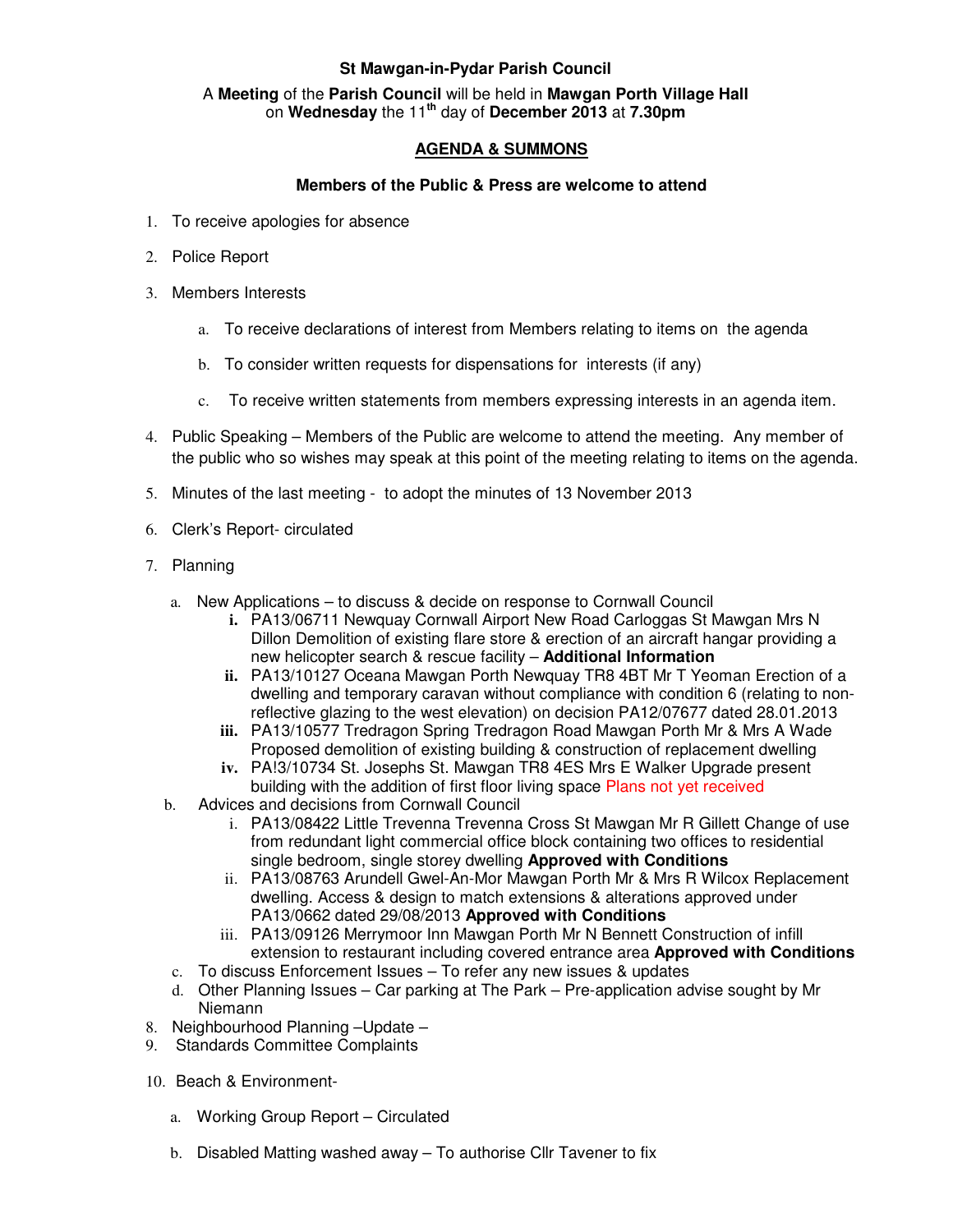# St Mawgan-in-Pydar Parish Council

A **Meeting** of the **Parish Council** will be held in **Mawgan Porth Village Hall** on **Wednesday** the 11th day of **December 2013** at **7.30pm**

## AGENDA & SUMMONS

**Members of the Public & Press are welcome to attend**

1. To receive apologies for absence
2. Police Report
3. Members Interests
   a. To receive declarations of interest from Members relating to items on the agenda
   b. To consider written requests for dispensations for interests (if any)
   c. To receive written statements from members expressing interests in an agenda item.
4. Public Speaking – Members of the Public are welcome to attend the meeting. Any member of the public who so wishes may speak at this point of the meeting relating to items on the agenda.
5. Minutes of the last meeting - to adopt the minutes of 13 November 2013
6. Clerk's Report- circulated
7. Planning
   a. New Applications – to discuss & decide on response to Cornwall Council
      i. PA13/06711 Newquay Cornwall Airport New Road Carloggas St Mawgan Mrs N Dillon Demolition of existing flare store & erection of an aircraft hangar providing a new helicopter search & rescue facility – **Additional Information**
      ii. PA13/10127 Oceana Mawgan Porth Newquay TR8 4BT Mr T Yeoman Erection of a dwelling and temporary caravan without compliance with condition 6 (relating to non-reflective glazing to the west elevation) on decision PA12/07677 dated 28.01.2013
      iii. PA13/10577 Tredragon Spring Tredragon Road Mawgan Porth Mr & Mrs A Wade Proposed demolition of existing building & construction of replacement dwelling
      iv. PA!3/10734 St. Josephs St. Mawgan TR8 4ES Mrs E Walker Upgrade present building with the addition of first floor living space Plans not yet received
   b. Advices and decisions from Cornwall Council
      i. PA13/08422 Little Trevenna Trevenna Cross St Mawgan Mr R Gillett Change of use from redundant light commercial office block containing two offices to residential single bedroom, single storey dwelling **Approved with Conditions**
      ii. PA13/08763 Arundell Gwel-An-Mor Mawgan Porth Mr & Mrs R Wilcox Replacement dwelling. Access & design to match extensions & alterations approved under PA13/0662 dated 29/08/2013 **Approved with Conditions**
      iii. PA13/09126 Merrymoor Inn Mawgan Porth Mr N Bennett Construction of infill extension to restaurant including covered entrance area **Approved with Conditions**
   c. To discuss Enforcement Issues – To refer any new issues & updates
   d. Other Planning Issues – Car parking at The Park – Pre-application advise sought by Mr Niemann
8. Neighbourhood Planning –Update –
9. Standards Committee Complaints
10. Beach & Environment-
    a. Working Group Report – Circulated
    b. Disabled Matting washed away – To authorise Cllr Tavener to fix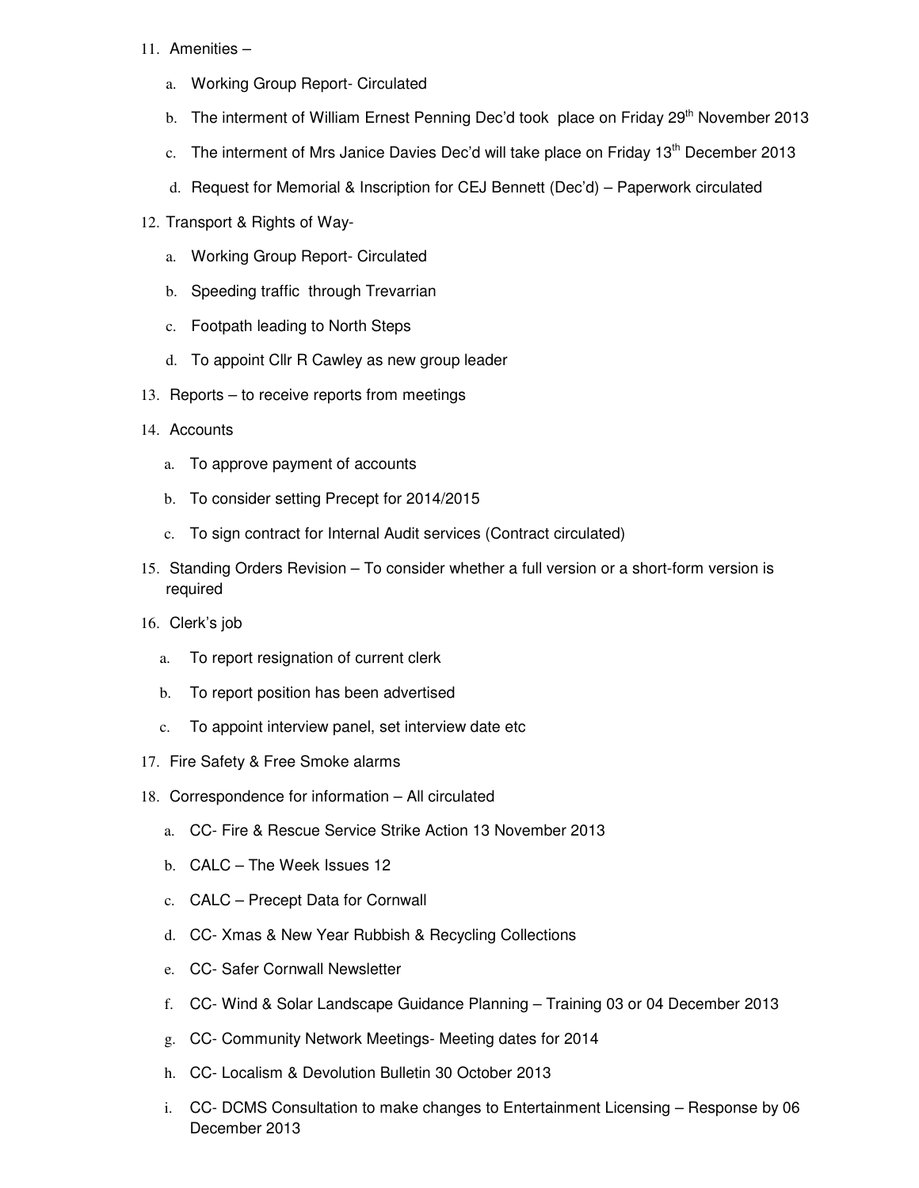11. Amenities –
    a. Working Group Report- Circulated
    b. The interment of William Ernest Penning Dec'd took place on Friday 29th November 2013
    c. The interment of Mrs Janice Davies Dec'd will take place on Friday 13th December 2013
    d. Request for Memorial & Inscription for CEJ Bennett (Dec'd) – Paperwork circulated
12. Transport & Rights of Way-
    a. Working Group Report- Circulated
    b. Speeding traffic through Trevarrian
    c. Footpath leading to North Steps
    d. To appoint Cllr R Cawley as new group leader
13. Reports – to receive reports from meetings
14. Accounts
    a. To approve payment of accounts
    b. To consider setting Precept for 2014/2015
    c. To sign contract for Internal Audit services (Contract circulated)
15. Standing Orders Revision – To consider whether a full version or a short-form version is required
16. Clerk's job
    a. To report resignation of current clerk
    b. To report position has been advertised
    c. To appoint interview panel, set interview date etc
17. Fire Safety & Free Smoke alarms
18. Correspondence for information – All circulated
    a. CC- Fire & Rescue Service Strike Action 13 November 2013
    b. CALC – The Week Issues 12
    c. CALC – Precept Data for Cornwall
    d. CC- Xmas & New Year Rubbish & Recycling Collections
    e. CC- Safer Cornwall Newsletter
    f. CC- Wind & Solar Landscape Guidance Planning – Training 03 or 04 December 2013
    g. CC- Community Network Meetings- Meeting dates for 2014
    h. CC- Localism & Devolution Bulletin 30 October 2013
    i. CC- DCMS Consultation to make changes to Entertainment Licensing – Response by 06 December 2013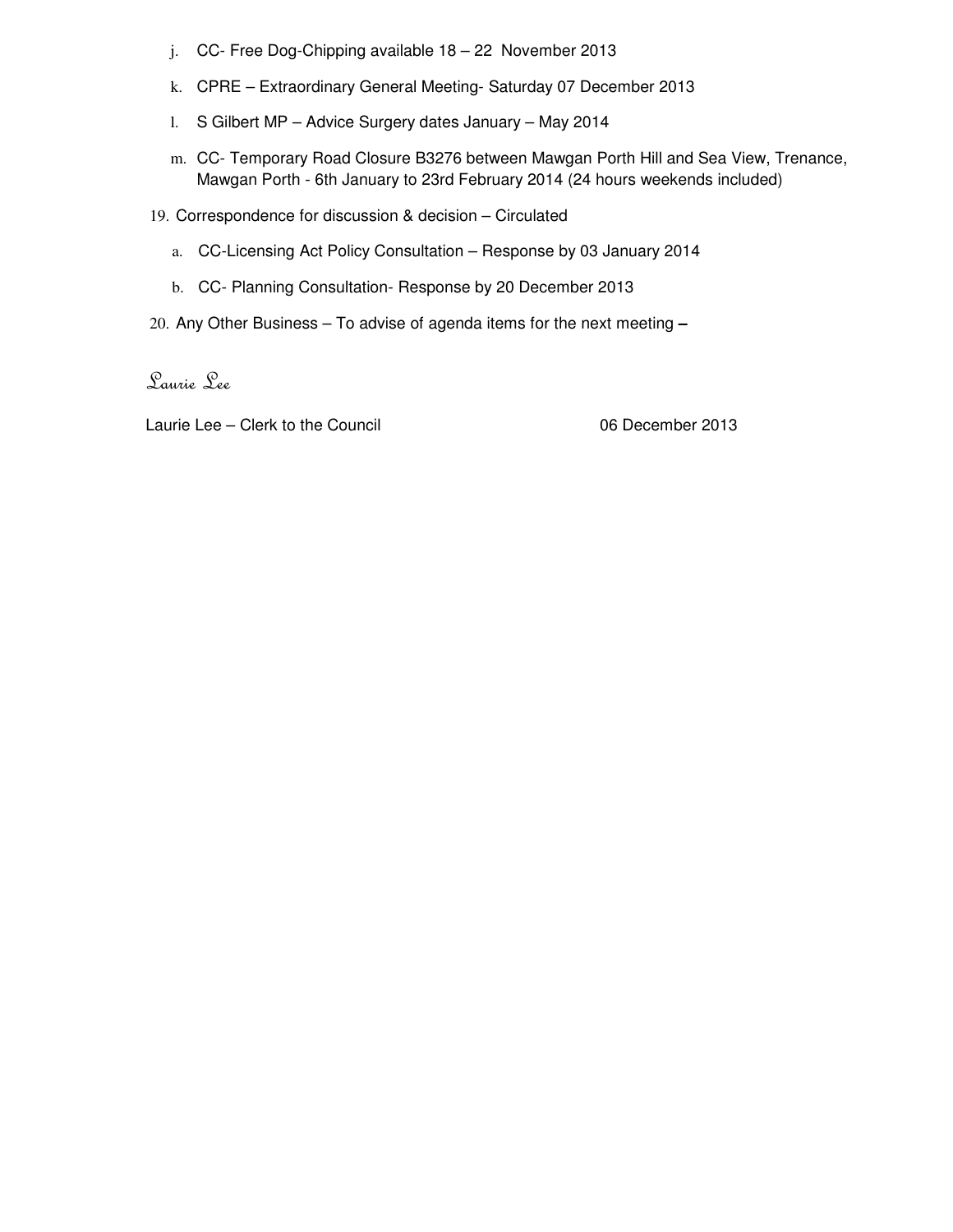j. CC- Free Dog-Chipping available 18 – 22 November 2013

k. CPRE – Extraordinary General Meeting- Saturday 07 December 2013

l. S Gilbert MP – Advice Surgery dates January – May 2014

m. CC- Temporary Road Closure B3276 between Mawgan Porth Hill and Sea View, Trenance, Mawgan Porth - 6th January to 23rd February 2014 (24 hours weekends included)

19. Correspondence for discussion & decision – Circulated

    a. CC-Licensing Act Policy Consultation – Response by 03 January 2014

    b. CC- Planning Consultation- Response by 20 December 2013

20. Any Other Business – To advise of agenda items for the next meeting **–**

*Laurie Lee*

Laurie Lee – Clerk to the Council 06 December 2013